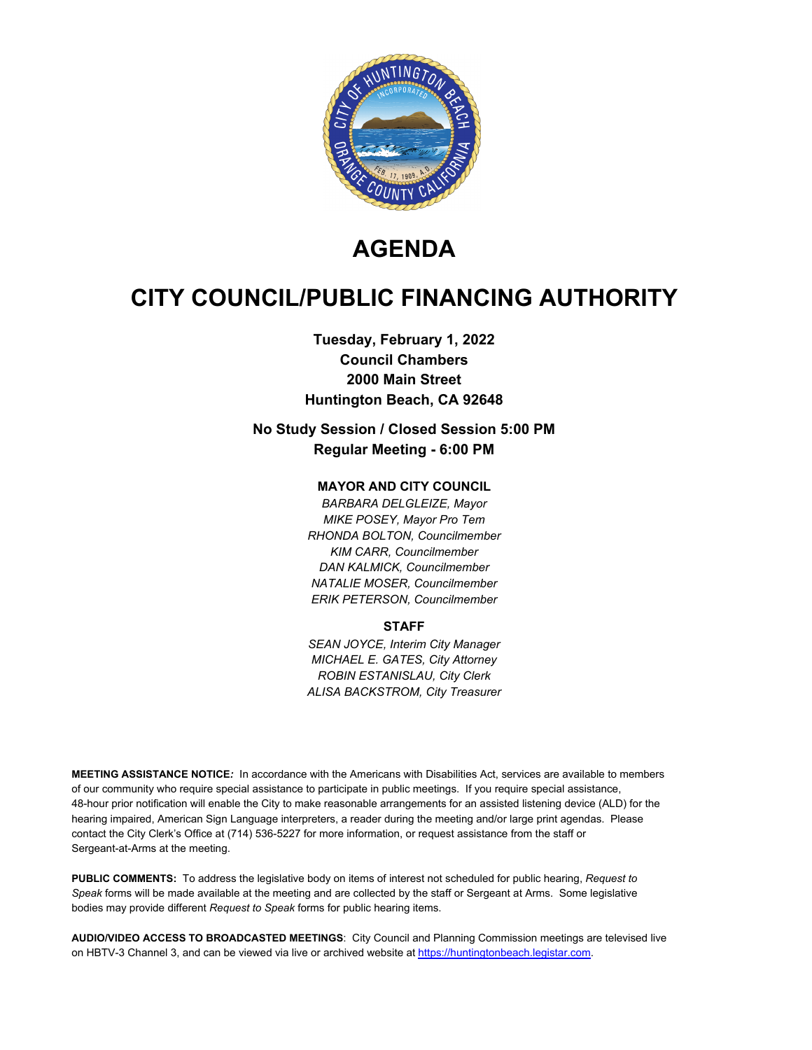# AGENDA

# CITY COUNCIL/PUBLIC FINANCING AUTHORITY

**Tuesday, February 1, 2022**
**Council Chambers**
**2000 Main Street**
**Huntington Beach, CA 92648**

**No Study Session / Closed Session 5:00 PM**
**Regular Meeting - 6:00 PM**

### MAYOR AND CITY COUNCIL

*BARBARA DELGLEIZE, Mayor*
*MIKE POSEY, Mayor Pro Tem*
*RHONDA BOLTON, Councilmember*
*KIM CARR, Councilmember*
*DAN KALMICK, Councilmember*
*NATALIE MOSER, Councilmember*
*ERIK PETERSON, Councilmember*

### STAFF

*SEAN JOYCE, Interim City Manager*
*MICHAEL E. GATES, City Attorney*
*ROBIN ESTANISLAU, City Clerk*
*ALISA BACKSTROM, City Treasurer*

**MEETING ASSISTANCE NOTICE***:* In accordance with the Americans with Disabilities Act, services are available to members of our community who require special assistance to participate in public meetings. If you require special assistance, 48-hour prior notification will enable the City to make reasonable arrangements for an assisted listening device (ALD) for the hearing impaired, American Sign Language interpreters, a reader during the meeting and/or large print agendas. Please contact the City Clerk's Office at (714) 536-5227 for more information, or request assistance from the staff or Sergeant-at-Arms at the meeting.

**PUBLIC COMMENTS:** To address the legislative body on items of interest not scheduled for public hearing, *Request to Speak* forms will be made available at the meeting and are collected by the staff or Sergeant at Arms. Some legislative bodies may provide different *Request to Speak* forms for public hearing items.

**AUDIO/VIDEO ACCESS TO BROADCASTED MEETINGS**: City Council and Planning Commission meetings are televised live on HBTV-3 Channel 3, and can be viewed via live or archived website at [https://huntingtonbeach.legistar.com](https://huntingtonbeach.legistar.com).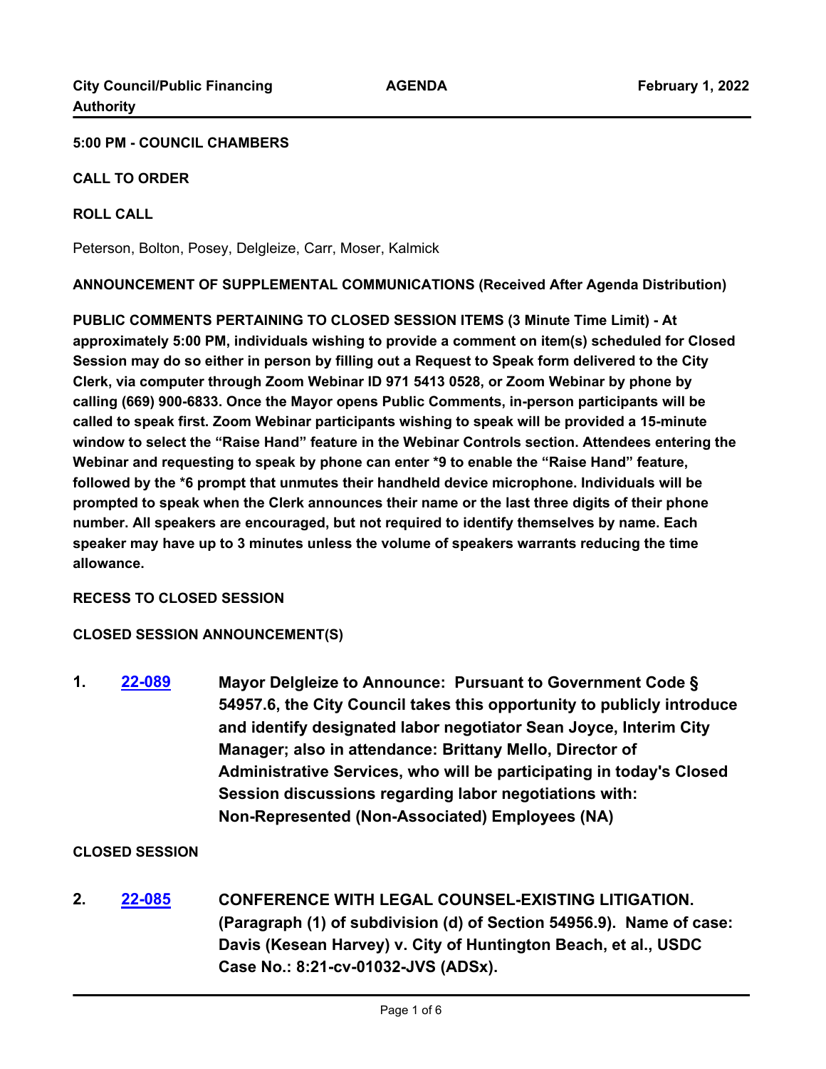**5:00 PM - COUNCIL CHAMBERS**

**CALL TO ORDER**

**ROLL CALL**

Peterson, Bolton, Posey, Delgleize, Carr, Moser, Kalmick

**ANNOUNCEMENT OF SUPPLEMENTAL COMMUNICATIONS (Received After Agenda Distribution)**

**PUBLIC COMMENTS PERTAINING TO CLOSED SESSION ITEMS (3 Minute Time Limit) - At approximately 5:00 PM, individuals wishing to provide a comment on item(s) scheduled for Closed Session may do so either in person by filling out a Request to Speak form delivered to the City Clerk, via computer through Zoom Webinar ID 971 5413 0528, or Zoom Webinar by phone by calling (669) 900-6833. Once the Mayor opens Public Comments, in-person participants will be called to speak first. Zoom Webinar participants wishing to speak will be provided a 15-minute window to select the "Raise Hand" feature in the Webinar Controls section. Attendees entering the Webinar and requesting to speak by phone can enter *9 to enable the "Raise Hand" feature, followed by the *6 prompt that unmutes their handheld device microphone. Individuals will be prompted to speak when the Clerk announces their name or the last three digits of their phone number. All speakers are encouraged, but not required to identify themselves by name. Each speaker may have up to 3 minutes unless the volume of speakers warrants reducing the time allowance.**

**RECESS TO CLOSED SESSION**

**CLOSED SESSION ANNOUNCEMENT(S)**

1. **22-089** **Mayor Delgleize to Announce: Pursuant to Government Code § 54957.6, the City Council takes this opportunity to publicly introduce and identify designated labor negotiator Sean Joyce, Interim City Manager; also in attendance: Brittany Mello, Director of Administrative Services, who will be participating in today's Closed Session discussions regarding labor negotiations with: Non-Represented (Non-Associated) Employees (NA)**

**CLOSED SESSION**

2. **22-085** **CONFERENCE WITH LEGAL COUNSEL-EXISTING LITIGATION. (Paragraph (1) of subdivision (d) of Section 54956.9). Name of case: Davis (Kesean Harvey) v. City of Huntington Beach, et al., USDC Case No.: 8:21-cv-01032-JVS (ADSx).**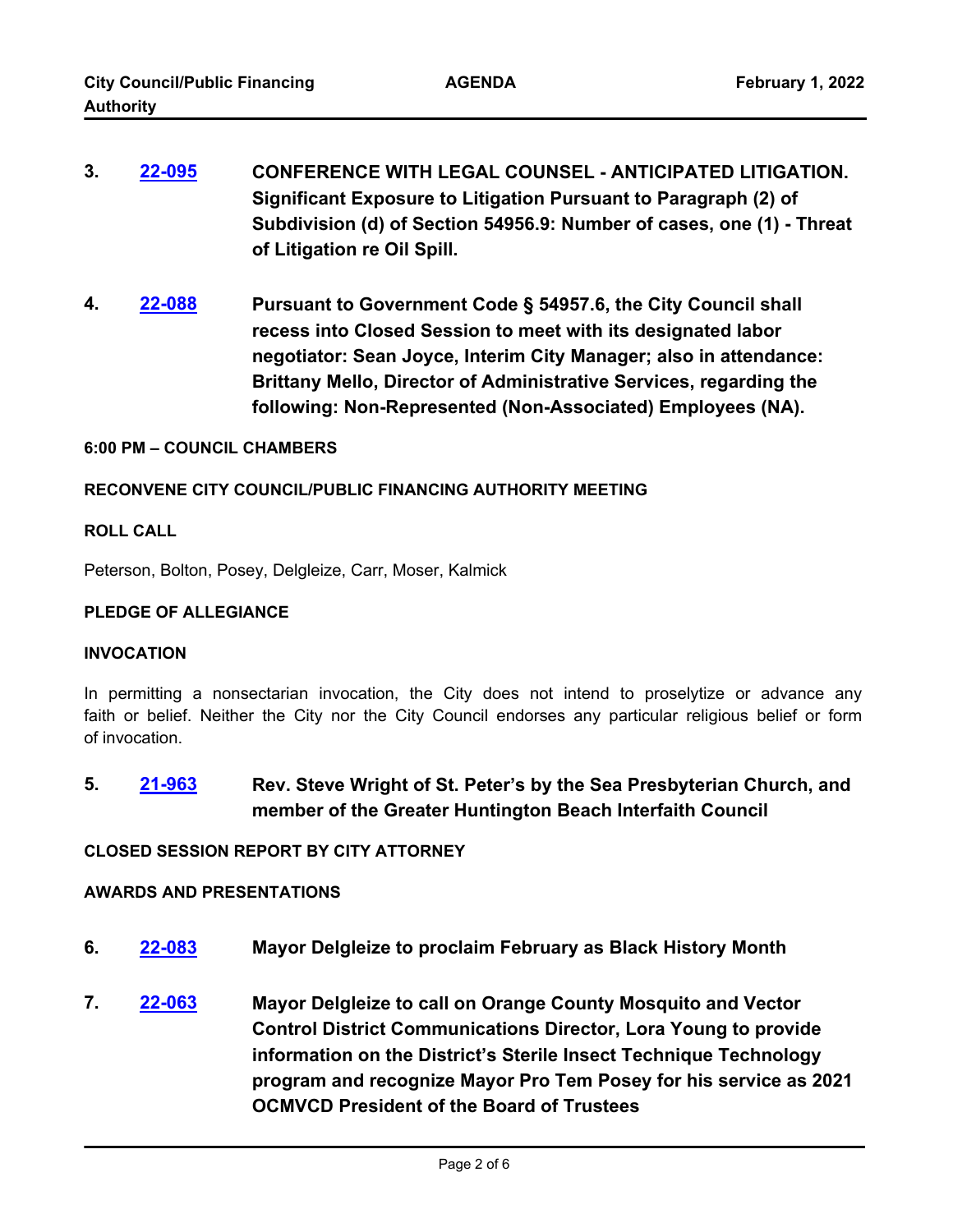**3.** **22-095** **CONFERENCE WITH LEGAL COUNSEL - ANTICIPATED LITIGATION. Significant Exposure to Litigation Pursuant to Paragraph (2) of Subdivision (d) of Section 54956.9: Number of cases, one (1) - Threat of Litigation re Oil Spill.**

**4.** **22-088** **Pursuant to Government Code § 54957.6, the City Council shall recess into Closed Session to meet with its designated labor negotiator: Sean Joyce, Interim City Manager; also in attendance: Brittany Mello, Director of Administrative Services, regarding the following: Non-Represented (Non-Associated) Employees (NA).**

**6:00 PM – COUNCIL CHAMBERS**

**RECONVENE CITY COUNCIL/PUBLIC FINANCING AUTHORITY MEETING**

**ROLL CALL**

Peterson, Bolton, Posey, Delgleize, Carr, Moser, Kalmick

**PLEDGE OF ALLEGIANCE**

**INVOCATION**

In permitting a nonsectarian invocation, the City does not intend to proselytize or advance any faith or belief. Neither the City nor the City Council endorses any particular religious belief or form of invocation.

**5.** **21-963** **Rev. Steve Wright of St. Peter's by the Sea Presbyterian Church, and member of the Greater Huntington Beach Interfaith Council**

**CLOSED SESSION REPORT BY CITY ATTORNEY**

**AWARDS AND PRESENTATIONS**

**6.** **22-083** **Mayor Delgleize to proclaim February as Black History Month**

**7.** **22-063** **Mayor Delgleize to call on Orange County Mosquito and Vector Control District Communications Director, Lora Young to provide information on the District's Sterile Insect Technique Technology program and recognize Mayor Pro Tem Posey for his service as 2021 OCMVCD President of the Board of Trustees**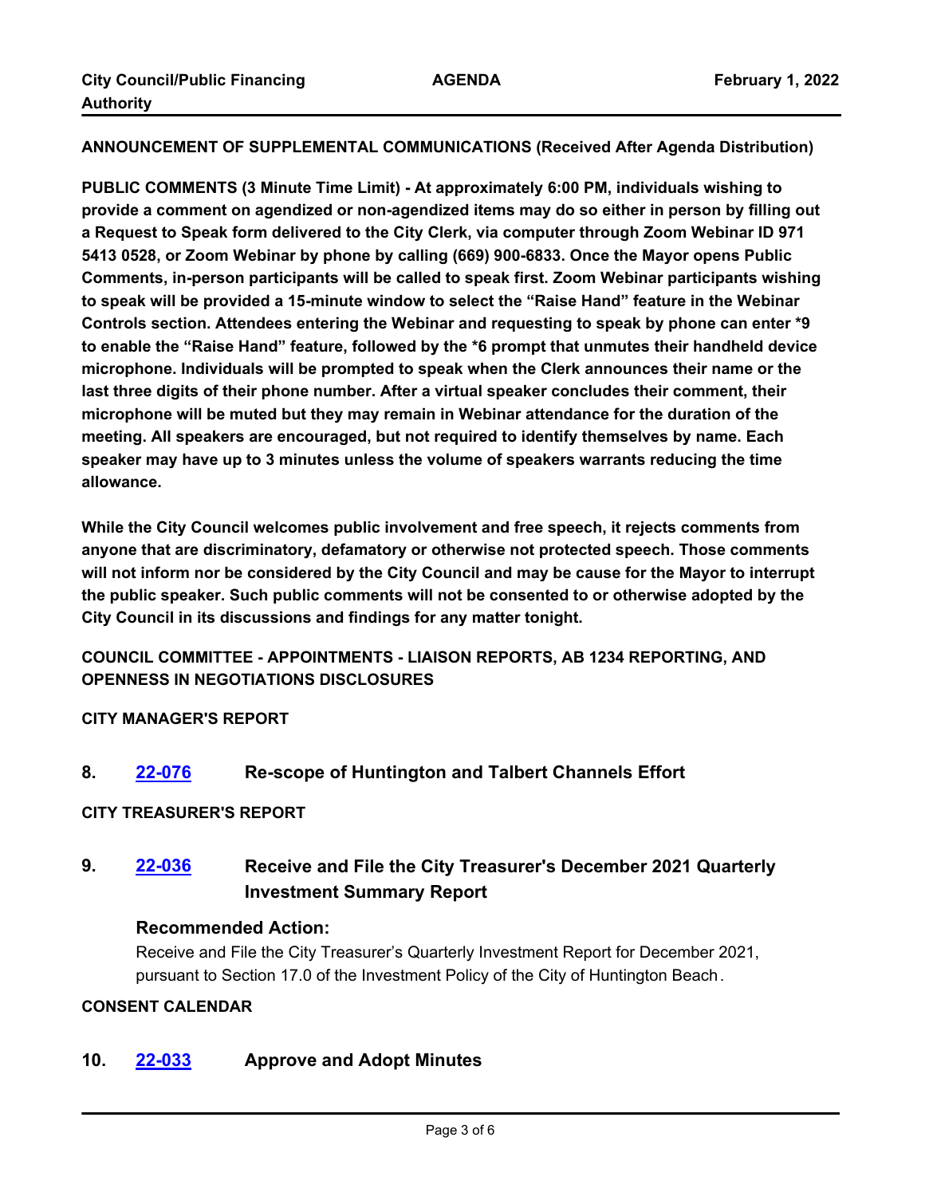**ANNOUNCEMENT OF SUPPLEMENTAL COMMUNICATIONS (Received After Agenda Distribution)**

**PUBLIC COMMENTS (3 Minute Time Limit) - At approximately 6:00 PM, individuals wishing to provide a comment on agendized or non-agendized items may do so either in person by filling out a Request to Speak form delivered to the City Clerk, via computer through Zoom Webinar ID 971 5413 0528, or Zoom Webinar by phone by calling (669) 900-6833. Once the Mayor opens Public Comments, in-person participants will be called to speak first. Zoom Webinar participants wishing to speak will be provided a 15-minute window to select the "Raise Hand" feature in the Webinar Controls section. Attendees entering the Webinar and requesting to speak by phone can enter *9 to enable the "Raise Hand" feature, followed by the *6 prompt that unmutes their handheld device microphone. Individuals will be prompted to speak when the Clerk announces their name or the last three digits of their phone number. After a virtual speaker concludes their comment, their microphone will be muted but they may remain in Webinar attendance for the duration of the meeting. All speakers are encouraged, but not required to identify themselves by name. Each speaker may have up to 3 minutes unless the volume of speakers warrants reducing the time allowance.**

**While the City Council welcomes public involvement and free speech, it rejects comments from anyone that are discriminatory, defamatory or otherwise not protected speech. Those comments will not inform nor be considered by the City Council and may be cause for the Mayor to interrupt the public speaker. Such public comments will not be consented to or otherwise adopted by the City Council in its discussions and findings for any matter tonight.**

**COUNCIL COMMITTEE - APPOINTMENTS - LIAISON REPORTS, AB 1234 REPORTING, AND OPENNESS IN NEGOTIATIONS DISCLOSURES**

**CITY MANAGER'S REPORT**

### 8. 22-076 Re-scope of Huntington and Talbert Channels Effort

**CITY TREASURER'S REPORT**

### 9. 22-036 Receive and File the City Treasurer's December 2021 Quarterly Investment Summary Report

**Recommended Action:**

Receive and File the City Treasurer's Quarterly Investment Report for December 2021, pursuant to Section 17.0 of the Investment Policy of the City of Huntington Beach.

**CONSENT CALENDAR**

### 10. 22-033 Approve and Adopt Minutes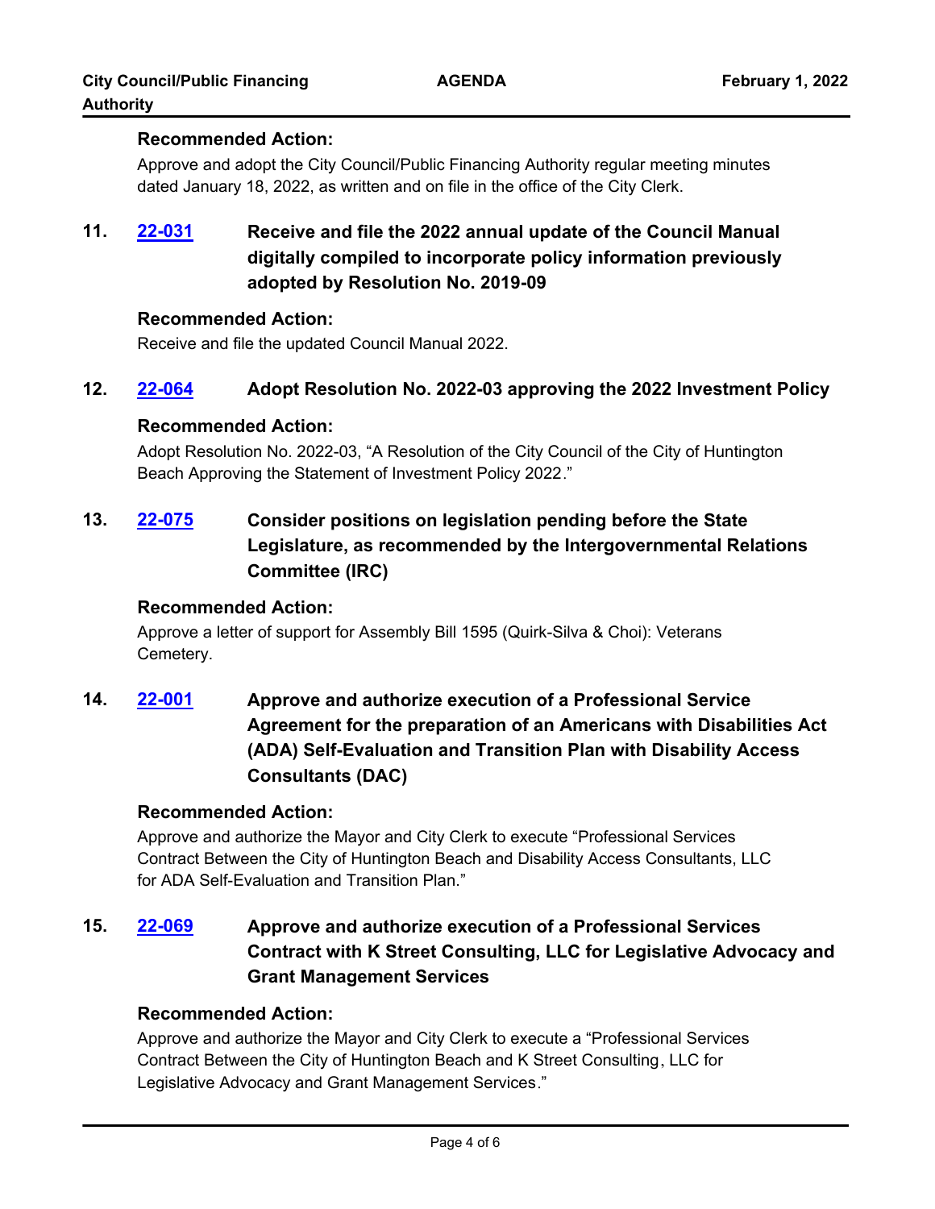### Recommended Action:

Approve and adopt the City Council/Public Financing Authority regular meeting minutes dated January 18, 2022, as written and on file in the office of the City Clerk.

## 11. [22-031] Receive and file the 2022 annual update of the Council Manual digitally compiled to incorporate policy information previously adopted by Resolution No. 2019-09

### Recommended Action:

Receive and file the updated Council Manual 2022.

## 12. [22-064] Adopt Resolution No. 2022-03 approving the 2022 Investment Policy

### Recommended Action:

Adopt Resolution No. 2022-03, "A Resolution of the City Council of the City of Huntington Beach Approving the Statement of Investment Policy 2022."

## 13. [22-075] Consider positions on legislation pending before the State Legislature, as recommended by the Intergovernmental Relations Committee (IRC)

### Recommended Action:

Approve a letter of support for Assembly Bill 1595 (Quirk-Silva & Choi): Veterans Cemetery.

## 14. [22-001] Approve and authorize execution of a Professional Service Agreement for the preparation of an Americans with Disabilities Act (ADA) Self-Evaluation and Transition Plan with Disability Access Consultants (DAC)

### Recommended Action:

Approve and authorize the Mayor and City Clerk to execute "Professional Services Contract Between the City of Huntington Beach and Disability Access Consultants, LLC for ADA Self-Evaluation and Transition Plan."

## 15. [22-069] Approve and authorize execution of a Professional Services Contract with K Street Consulting, LLC for Legislative Advocacy and Grant Management Services

### Recommended Action:

Approve and authorize the Mayor and City Clerk to execute a "Professional Services Contract Between the City of Huntington Beach and K Street Consulting, LLC for Legislative Advocacy and Grant Management Services."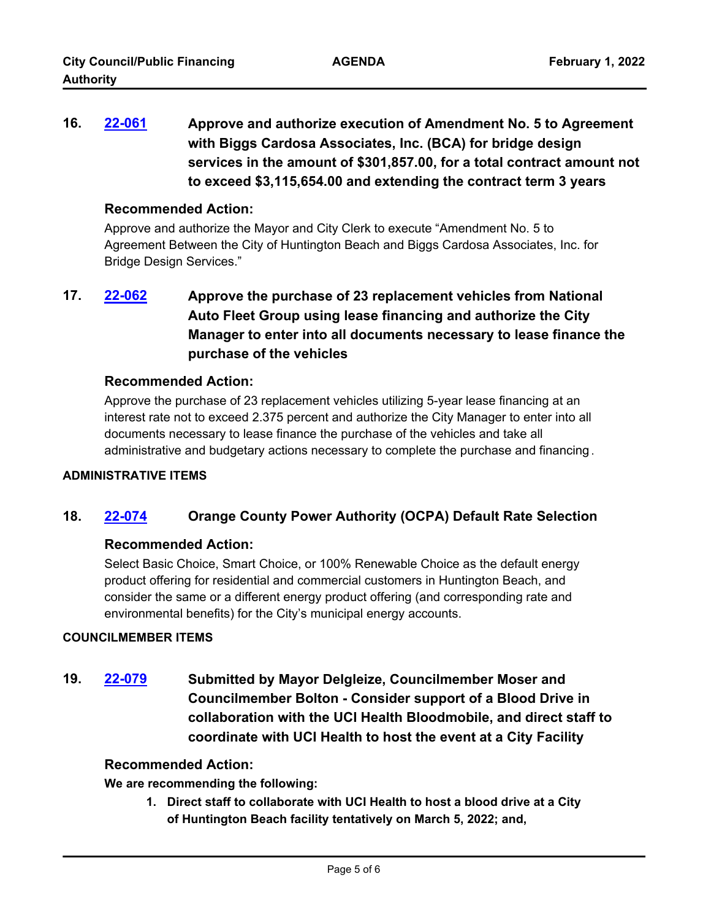**16. [22-061](22-061) Approve and authorize execution of Amendment No. 5 to Agreement with Biggs Cardosa Associates, Inc. (BCA) for bridge design services in the amount of $301,857.00, for a total contract amount not to exceed $3,115,654.00 and extending the contract term 3 years**

### Recommended Action:

Approve and authorize the Mayor and City Clerk to execute “Amendment No. 5 to Agreement Between the City of Huntington Beach and Biggs Cardosa Associates, Inc. for Bridge Design Services.”

**17. [22-062](22-062) Approve the purchase of 23 replacement vehicles from National Auto Fleet Group using lease financing and authorize the City Manager to enter into all documents necessary to lease finance the purchase of the vehicles**

### Recommended Action:

Approve the purchase of 23 replacement vehicles utilizing 5-year lease financing at an interest rate not to exceed 2.375 percent and authorize the City Manager to enter into all documents necessary to lease finance the purchase of the vehicles and take all administrative and budgetary actions necessary to complete the purchase and financing.

## ADMINISTRATIVE ITEMS

**18. [22-074](22-074) Orange County Power Authority (OCPA) Default Rate Selection**

### Recommended Action:

Select Basic Choice, Smart Choice, or 100% Renewable Choice as the default energy product offering for residential and commercial customers in Huntington Beach, and consider the same or a different energy product offering (and corresponding rate and environmental benefits) for the City’s municipal energy accounts.

## COUNCILMEMBER ITEMS

**19. [22-079](22-079) Submitted by Mayor Delgleize, Councilmember Moser and Councilmember Bolton - Consider support of a Blood Drive in collaboration with the UCI Health Bloodmobile, and direct staff to coordinate with UCI Health to host the event at a City Facility**

### Recommended Action:

**We are recommending the following:**

1. **Direct staff to collaborate with UCI Health to host a blood drive at a City of Huntington Beach facility tentatively on March 5, 2022; and,**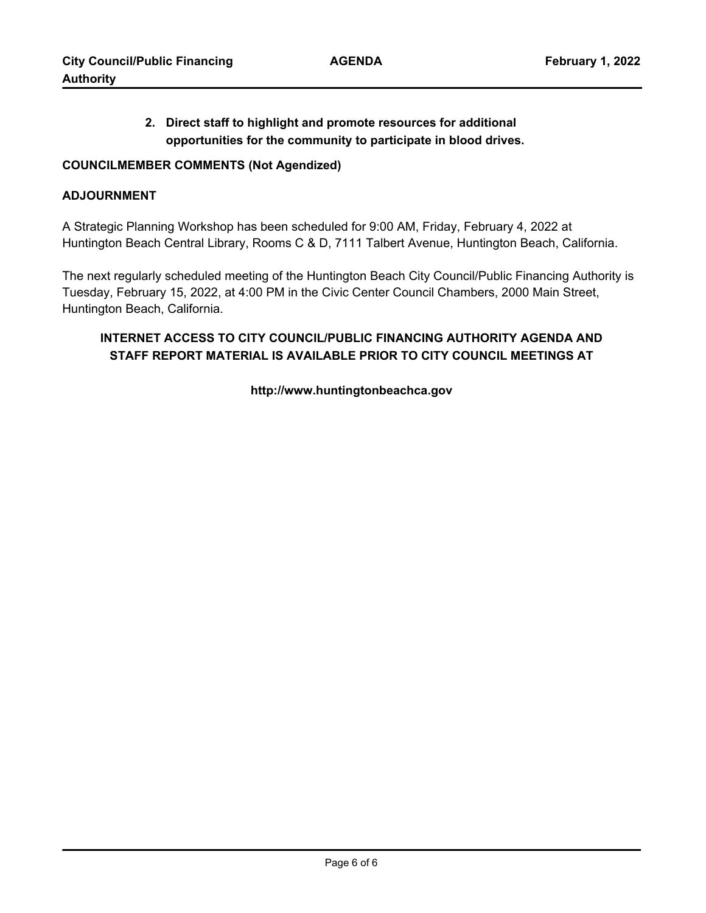**2. Direct staff to highlight and promote resources for additional opportunities for the community to participate in blood drives.**

## COUNCILMEMBER COMMENTS (Not Agendized)

## ADJOURNMENT

A Strategic Planning Workshop has been scheduled for 9:00 AM, Friday, February 4, 2022 at Huntington Beach Central Library, Rooms C & D, 7111 Talbert Avenue, Huntington Beach, California.

The next regularly scheduled meeting of the Huntington Beach City Council/Public Financing Authority is Tuesday, February 15, 2022, at 4:00 PM in the Civic Center Council Chambers, 2000 Main Street, Huntington Beach, California.

**INTERNET ACCESS TO CITY COUNCIL/PUBLIC FINANCING AUTHORITY AGENDA AND STAFF REPORT MATERIAL IS AVAILABLE PRIOR TO CITY COUNCIL MEETINGS AT**

**http://www.huntingtonbeachca.gov**